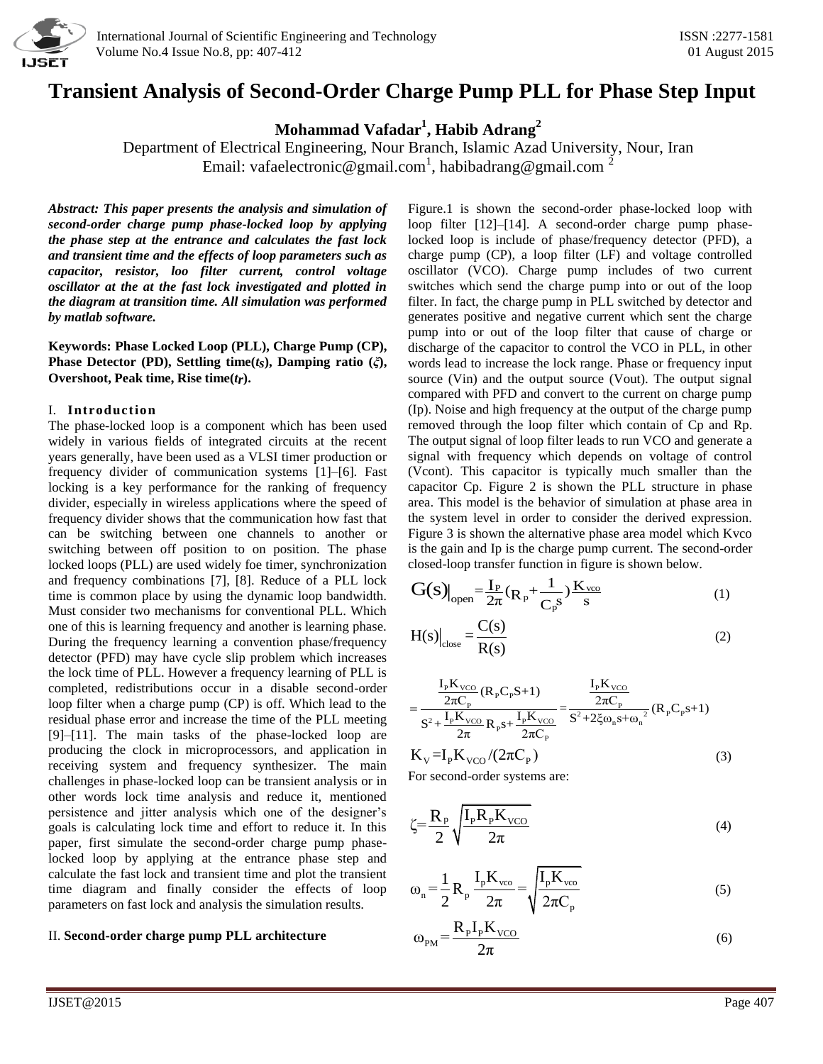# Transient Analysis of Second-Order Charge Pump PLL for Phase Step Input

**Mohammad Vafadar[1], Habib Adrang[2]**

Department of Electrical Engineering, Nour Branch, Islamic Azad University, Nour, Iran
Email: vafaelectronic@gmail.com[1], habibadrang@gmail.com [2]

***Abstract: This paper presents the analysis and simulation of second-order charge pump phase-locked loop by applying the phase step at the entrance and calculates the fast lock and transient time and the effects of loop parameters such as capacitor, resistor, loo filter current, control voltage oscillator at the at the fast lock investigated and plotted in the diagram at transition time. All simulation was performed by matlab software.***

**Keywords: Phase Locked Loop (PLL), Charge Pump (CP), Phase Detector (PD), Settling time($t_S$), Damping ratio ($\zeta$), Overshoot, Peak time, Rise time($t_r$).**

## I. Introduction

The phase-locked loop is a component which has been used widely in various fields of integrated circuits at the recent years generally, have been used as a VLSI timer production or frequency divider of communication systems [1]–[6]. Fast locking is a key performance for the ranking of frequency divider, especially in wireless applications where the speed of frequency divider shows that the communication how fast that can be switching between one channels to another or switching between off position to on position. The phase locked loops (PLL) are used widely foe timer, synchronization and frequency combinations [7], [8]. Reduce of a PLL lock time is common place by using the dynamic loop bandwidth. Must consider two mechanisms for conventional PLL. Which one of this is learning frequency and another is learning phase. During the frequency learning a convention phase/frequency detector (PFD) may have cycle slip problem which increases the lock time of PLL. However a frequency learning of PLL is completed, redistributions occur in a disable second-order loop filter when a charge pump (CP) is off. Which lead to the residual phase error and increase the time of the PLL meeting [9]–[11]. The main tasks of the phase-locked loop are producing the clock in microprocessors, and application in receiving system and frequency synthesizer. The main challenges in phase-locked loop can be transient analysis or in other words lock time analysis and reduce it, mentioned persistence and jitter analysis which one of the designer's goals is calculating lock time and effort to reduce it. In this paper, first simulate the second-order charge pump phase-locked loop by applying at the entrance phase step and calculate the fast lock and transient time and plot the transient time diagram and finally consider the effects of loop parameters on fast lock and analysis the simulation results.

## II. Second-order charge pump PLL architecture

Figure.1 is shown the second-order phase-locked loop with loop filter [12]–[14]. A second-order charge pump phase-locked loop is include of phase/frequency detector (PFD), a charge pump (CP), a loop filter (LF) and voltage controlled oscillator (VCO). Charge pump includes of two current switches which send the charge pump into or out of the loop filter. In fact, the charge pump in PLL switched by detector and generates positive and negative current which sent the charge pump into or out of the loop filter that cause of charge or discharge of the capacitor to control the VCO in PLL, in other words lead to increase the lock range. Phase or frequency input source (Vin) and the output source (Vout). The output signal compared with PFD and convert to the current on charge pump (Ip). Noise and high frequency at the output of the charge pump removed through the loop filter which contain of Cp and Rp. The output signal of loop filter leads to run VCO and generate a signal with frequency which depends on voltage of control (Vcont). This capacitor is typically much smaller than the capacitor Cp. Figure 2 is shown the PLL structure in phase area. This model is the behavior of simulation at phase area in the system level in order to consider the derived expression. Figure 3 is shown the alternative phase area model which Kvco is the gain and Ip is the charge pump current. The second-order closed-loop transfer function in figure is shown below.

$$G(s)\Big|_{\text{open}} = \frac{I_P}{2\pi}\left(R_P + \frac{1}{C_P s}\right)\frac{K_{vco}}{s} \tag{1}$$

$$H(s)\Big|_{\text{close}} = \frac{C(s)}{R(s)} \tag{2}$$

$$= \frac{\frac{I_P K_{VCO}}{2\pi C_P}(R_P C_P S+1)}{S^2 + \frac{I_P K_{VCO}}{2\pi}R_P s + \frac{I_P K_{VCO}}{2\pi C_P}} = \frac{\frac{I_P K_{VCO}}{2\pi C_P}}{S^2 + 2\xi\omega_n s + \omega_n^2}(R_P C_P s+1)$$

$$K_V = I_P K_{VCO}/(2\pi C_P) \tag{3}$$

For second-order systems are:

$$\zeta = \frac{R_P}{2}\sqrt{\frac{I_P R_P K_{VCO}}{2\pi}} \tag{4}$$

$$\omega_n = \frac{1}{2}R_p\frac{I_p K_{vco}}{2\pi} = \sqrt{\frac{I_p K_{vco}}{2\pi C_p}} \tag{5}$$

$$\omega_{PM} = \frac{R_P I_P K_{VCO}}{2\pi} \tag{6}$$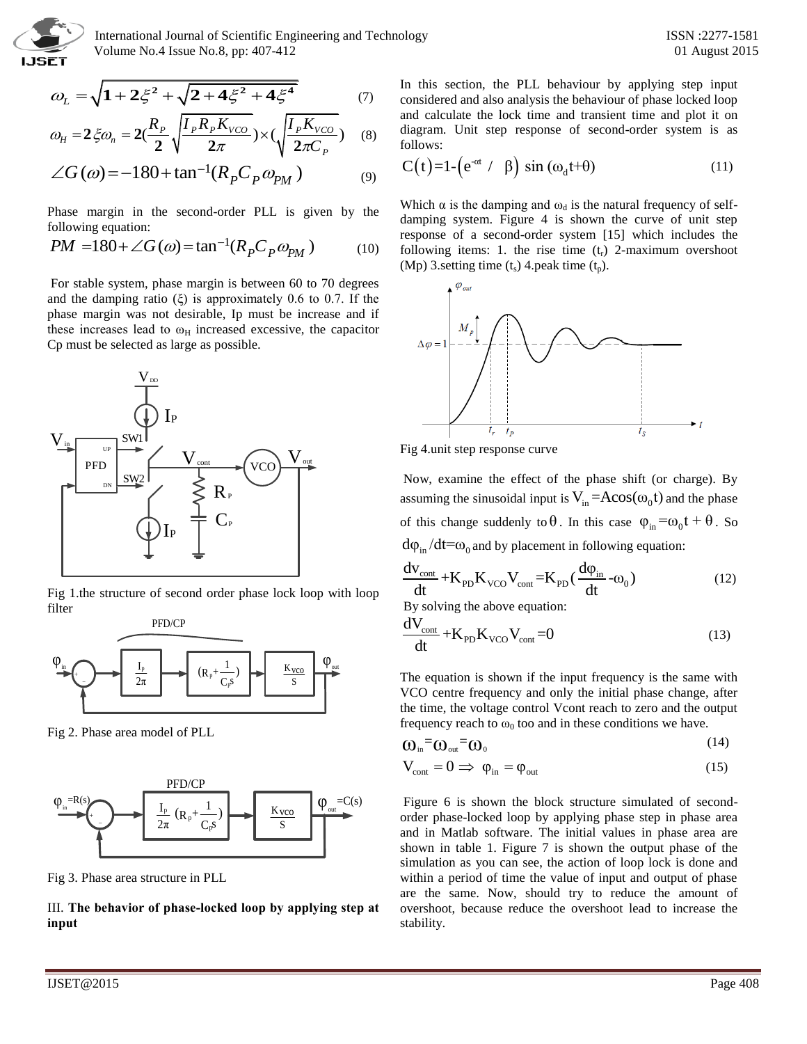$$\omega_L = \sqrt{1 + 2\xi^2 + \sqrt{2 + 4\xi^2 + 4\xi^4}} \quad (7)$$

$$\omega_H = 2\xi\omega_n = 2(\frac{R_P}{2}\sqrt{\frac{I_P R_P K_{VCO}}{2\pi}}) \times (\sqrt{\frac{I_P K_{VCO}}{2\pi C_P}}) \quad (8)$$

$$\angle G(\omega) = -180 + \tan^{-1}(R_P C_P \omega_{PM}) \quad (9)$$

Phase margin in the second-order PLL is given by the following equation:

$$PM = 180 + \angle G(\omega) = \tan^{-1}(R_P C_P \omega_{PM}) \quad (10)$$

For stable system, phase margin is between 60 to 70 degrees and the damping ratio ($\xi$) is approximately 0.6 to 0.7. If the phase margin was not desirable, Ip must be increase and if these increases lead to $\omega_H$ increased excessive, the capacitor Cp must be selected as large as possible.

Fig 1.the structure of second order phase lock loop with loop filter

Fig 2. Phase area model of PLL

Fig 3. Phase area structure in PLL

III. **The behavior of phase-locked loop by applying step at input**

In this section, the PLL behaviour by applying step input considered and also analysis the behaviour of phase locked loop and calculate the lock time and transient time and plot it on diagram. Unit step response of second-order system is as follows:

$$C(t) = 1 - \left(e^{-\alpha t} / \beta\right) \sin(\omega_d t + \theta) \quad (11)$$

Which $\alpha$ is the damping and $\omega_d$ is the natural frequency of self-damping system. Figure 4 is shown the curve of unit step response of a second-order system [15] which includes the following items: 1. the rise time ($t_r$) 2-maximum overshoot (Mp) 3.setting time ($t_s$) 4.peak time ($t_p$).

Fig 4.unit step response curve

Now, examine the effect of the phase shift (or charge). By assuming the sinusoidal input is $V_{in} = A\cos(\omega_0 t)$ and the phase of this change suddenly to $\theta$. In this case $\varphi_{in} = \omega_0 t + \theta$. So $d\varphi_{in}/dt = \omega_0$ and by placement in following equation:

$$\frac{dv_{cont}}{dt} + K_{PD}K_{VCO}V_{cont} = K_{PD}(\frac{d\varphi_{in}}{dt} - \omega_0) \quad (12)$$

By solving the above equation:

$$\frac{dV_{cont}}{dt} + K_{PD}K_{VCO}V_{cont} = 0 \quad (13)$$

The equation is shown if the input frequency is the same with VCO centre frequency and only the initial phase change, after the time, the voltage control Vcont reach to zero and the output frequency reach to $\omega_0$ too and in these conditions we have.

$$\omega_{in} = \omega_{out} = \omega_0 \quad (14)$$

$$V_{cont} = 0 \Rightarrow \varphi_{in} = \varphi_{out} \quad (15)$$

Figure 6 is shown the block structure simulated of second-order phase-locked loop by applying phase step in phase area and in Matlab software. The initial values in phase area are shown in table 1. Figure 7 is shown the output phase of the simulation as you can see, the action of loop lock is done and within a period of time the value of input and output of phase are the same. Now, should try to reduce the amount of overshoot, because reduce the overshoot lead to increase the stability.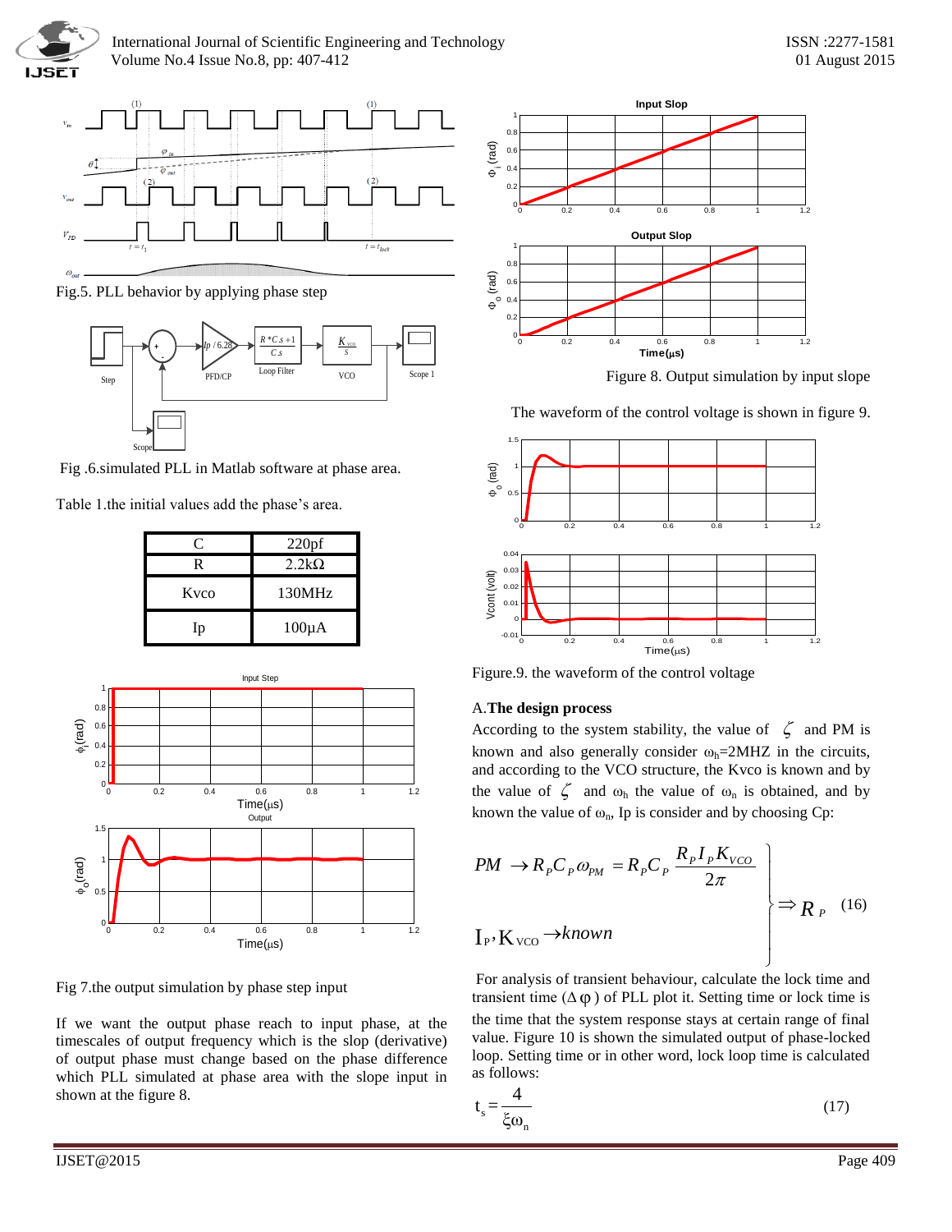Fig.5. PLL behavior by applying phase step

Fig .6.simulated PLL in Matlab software at phase area.

Table 1.the initial values add the phase's area.

| C | 220pf |
|---|---|
| R | 2.2kΩ |
| Kvco | 130MHz |
| Ip | 100µA |

Fig 7.the output simulation by phase step input

If we want the output phase reach to input phase, at the timescales of output frequency which is the slop (derivative) of output phase must change based on the phase difference which PLL simulated at phase area with the slope input in shown at the figure 8.

Figure 8. Output simulation by input slope

The waveform of the control voltage is shown in figure 9.

Figure.9. the waveform of the control voltage

A. **The design process**

According to the system stability, the value of $\zeta$ and PM is known and also generally consider $\omega_h$=2MHZ in the circuits, and according to the VCO structure, the Kvco is known and by the value of $\zeta$ and $\omega_h$ the value of $\omega_n$ is obtained, and by known the value of $\omega_n$, Ip is consider and by choosing Cp:

$$\left.\begin{array}{l} PM \rightarrow R_P C_P \omega_{PM} = R_P C_P \dfrac{R_P I_P K_{VCO}}{2\pi} \\ \\ I_P, K_{VCO} \rightarrow known \end{array}\right\} \Rightarrow R_P \quad (16)$$

For analysis of transient behaviour, calculate the lock time and transient time ($\Delta\varphi$) of PLL plot it. Setting time or lock time is the time that the system response stays at certain range of final value. Figure 10 is shown the simulated output of phase-locked loop. Setting time or in other word, lock loop time is calculated as follows:

$$t_s = \frac{4}{\xi\omega_n} \quad (17)$$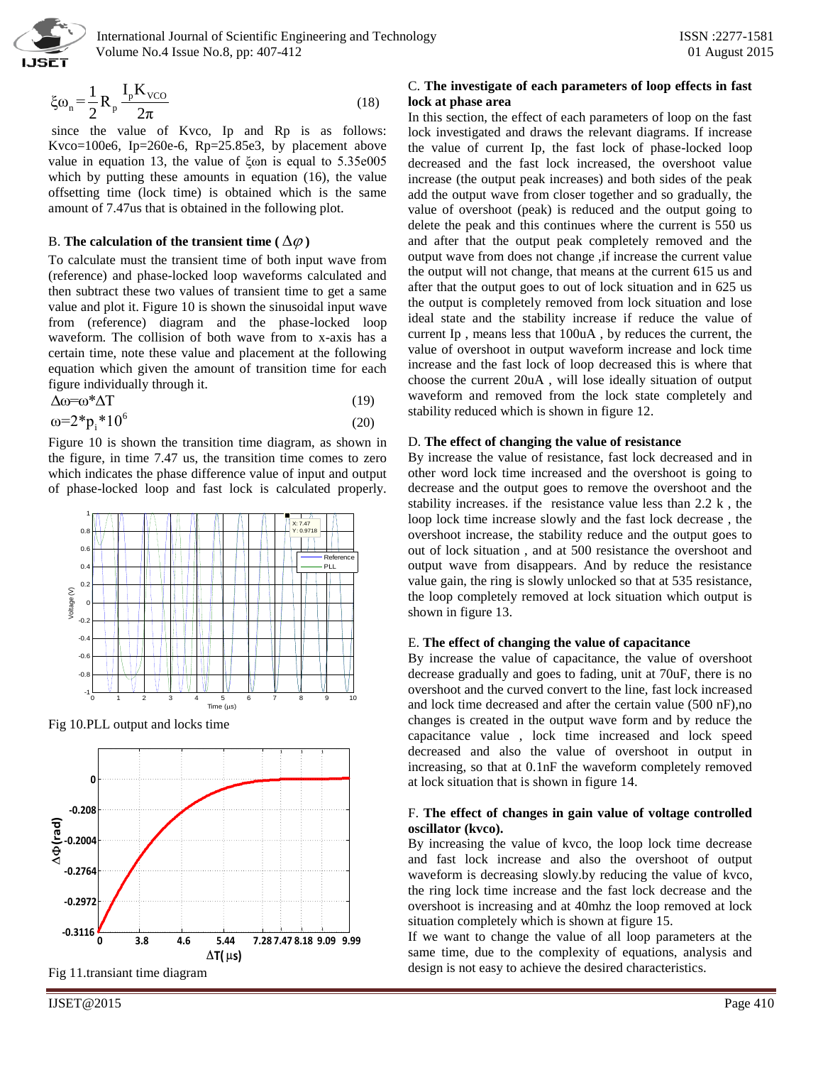$$\xi\omega_n = \frac{1}{2} R_p \frac{I_p K_{VCO}}{2\pi} \quad (18)$$

since the value of Kvco, Ip and Rp is as follows: Kvco=100e6, Ip=260e-6, Rp=25.85e3, by placement above value in equation 13, the value of $\xi\omega n$ is equal to 5.35e005 which by putting these amounts in equation (16), the value offsetting time (lock time) is obtained which is the same amount of 7.47us that is obtained in the following plot.

B. **The calculation of the transient time ( $\Delta\varphi$ )**

To calculate must the transient time of both input wave from (reference) and phase-locked loop waveforms calculated and then subtract these two values of transient time to get a same value and plot it. Figure 10 is shown the sinusoidal input wave from (reference) diagram and the phase-locked loop waveform. The collision of both wave from to x-axis has a certain time, note these value and placement at the following equation which given the amount of transition time for each figure individually through it.

$$\Delta\omega = \omega * \Delta T \quad (19)$$

$$\omega = 2 * p_i * 10^6 \quad (20)$$

Figure 10 is shown the transition time diagram, as shown in the figure, in time 7.47 us, the transition time comes to zero which indicates the phase difference value of input and output of phase-locked loop and fast lock is calculated properly.

Fig 10.PLL output and locks time

Fig 11.transiant time diagram

C. **The investigate of each parameters of loop effects in fast lock at phase area**

In this section, the effect of each parameters of loop on the fast lock investigated and draws the relevant diagrams. If increase the value of current Ip, the fast lock of phase-locked loop decreased and the fast lock increased, the overshoot value increase (the output peak increases) and both sides of the peak add the output wave from closer together and so gradually, the value of overshoot (peak) is reduced and the output going to delete the peak and this continues where the current is 550 us and after that the output peak completely removed and the output wave from does not change ,if increase the current value the output will not change, that means at the current 615 us and after that the output goes to out of lock situation and in 625 us the output is completely removed from lock situation and lose ideal state and the stability increase if reduce the value of current Ip , means less that 100uA , by reduces the current, the value of overshoot in output waveform increase and lock time increase and the fast lock of loop decreased this is where that choose the current 20uA , will lose ideally situation of output waveform and removed from the lock state completely and stability reduced which is shown in figure 12.

D. **The effect of changing the value of resistance**

By increase the value of resistance, fast lock decreased and in other word lock time increased and the overshoot is going to decrease and the output goes to remove the overshoot and the stability increases. if the resistance value less than 2.2 k , the loop lock time increase slowly and the fast lock decrease , the overshoot increase, the stability reduce and the output goes to out of lock situation , and at 500 resistance the overshoot and output wave from disappears. And by reduce the resistance value gain, the ring is slowly unlocked so that at 535 resistance, the loop completely removed at lock situation which output is shown in figure 13.

E. **The effect of changing the value of capacitance**

By increase the value of capacitance, the value of overshoot decrease gradually and goes to fading, unit at 70uF, there is no overshoot and the curved convert to the line, fast lock increased and lock time decreased and after the certain value (500 nF),no changes is created in the output wave form and by reduce the capacitance value , lock time increased and lock speed decreased and also the value of overshoot in output in increasing, so that at 0.1nF the waveform completely removed at lock situation that is shown in figure 14.

F. **The effect of changes in gain value of voltage controlled oscillator (kvco).**

By increasing the value of kvco, the loop lock time decrease and fast lock increase and also the overshoot of output waveform is decreasing slowly.by reducing the value of kvco, the ring lock time increase and the fast lock decrease and the overshoot is increasing and at 40mhz the loop removed at lock situation completely which is shown at figure 15.

If we want to change the value of all loop parameters at the same time, due to the complexity of equations, analysis and design is not easy to achieve the desired characteristics.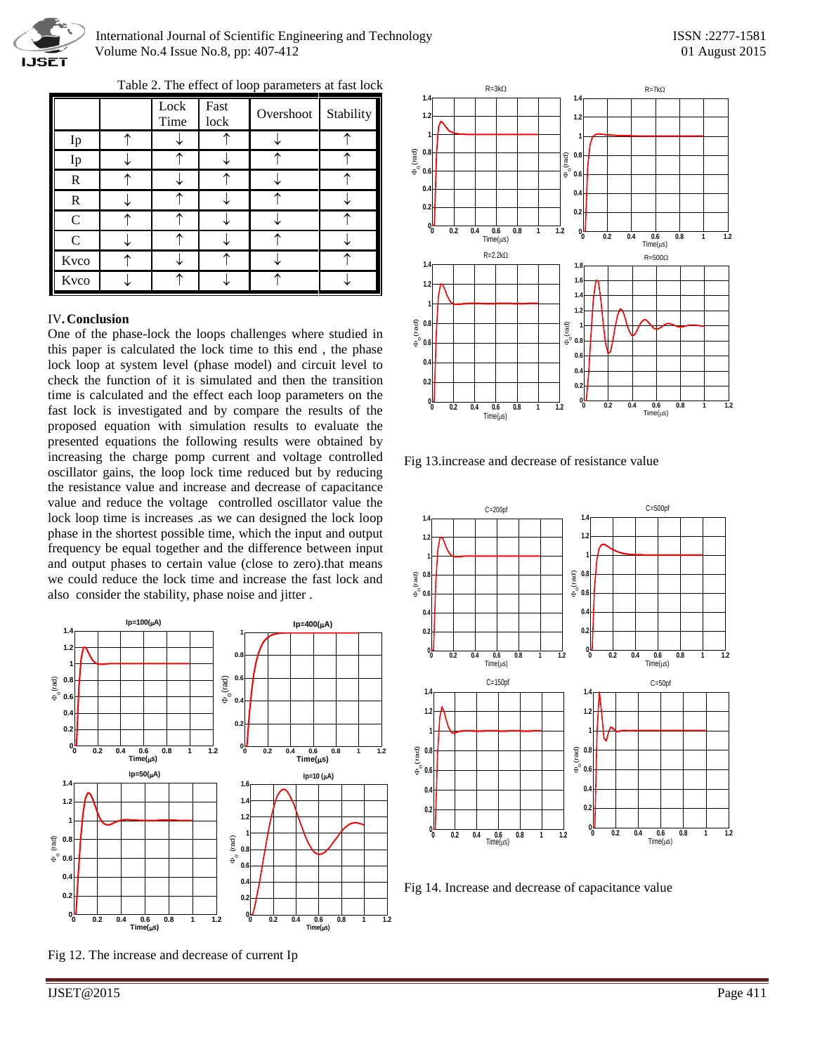Table 2. The effect of loop parameters at fast lock

| | | Lock Time | Fast lock | Overshoot | Stability |
|---|---|---|---|---|---|
| Ip | ↑ | ↓ | ↑ | ↓ | ↑ |
| Ip | ↓ | ↑ | ↓ | ↑ | ↑ |
| R | ↑ | ↓ | ↑ | ↓ | ↑ |
| R | ↓ | ↑ | ↓ | ↑ | ↓ |
| C | ↑ | ↑ | ↓ | ↓ | ↑ |
| C | ↓ | ↑ | ↓ | ↑ | ↓ |
| Kvco | ↑ | ↓ | ↑ | ↓ | ↑ |
| Kvco | ↓ | ↑ | ↓ | ↑ | ↓ |

## IV. Conclusion

One of the phase-lock the loops challenges where studied in this paper is calculated the lock time to this end , the phase lock loop at system level (phase model) and circuit level to check the function of it is simulated and then the transition time is calculated and the effect each loop parameters on the fast lock is investigated and by compare the results of the proposed equation with simulation results to evaluate the presented equations the following results were obtained by increasing the charge pomp current and voltage controlled oscillator gains, the loop lock time reduced but by reducing the resistance value and increase and decrease of capacitance value and reduce the voltage controlled oscillator value the lock loop time is increases .as we can designed the lock loop phase in the shortest possible time, which the input and output frequency be equal together and the difference between input and output phases to certain value (close to zero).that means we could reduce the lock time and increase the fast lock and also consider the stability, phase noise and jitter .

Fig 12. The increase and decrease of current Ip

Fig 13.increase and decrease of resistance value

Fig 14. Increase and decrease of capacitance value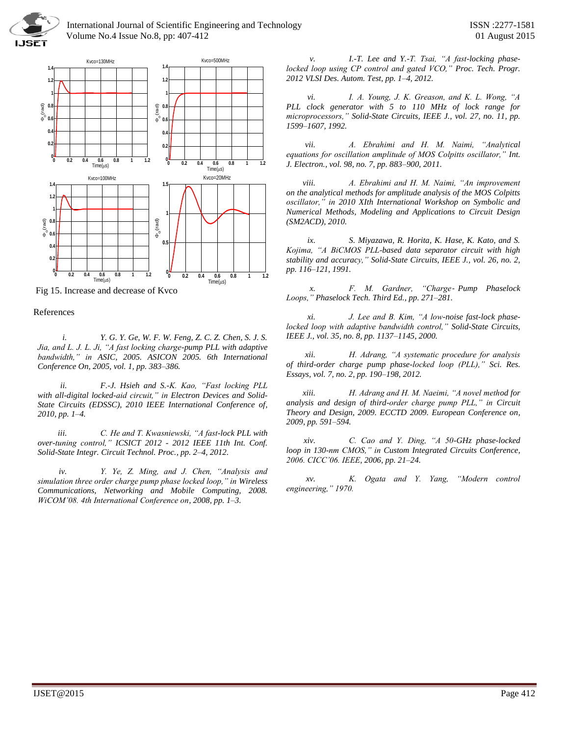Kvco=130MHz

1.4
1.2
1
0.8
0.6
0.4
0.2
0

$\Phi_o$ (rad)

0 0.2 0.4 0.6 0.8 1 1.2
Time(μs)

Kvco=500MHz

1.4
1.2
1
0.8
0.6
0.4
0.2
0

$\Phi_o$ (rad)

0 0.2 0.4 0.6 0.8 1 1.2
Time(μs)

Kvco=100MHz

1.4
1.2
1
0.8
0.6
0.4
0.2
0

$\Phi_o$ (rad)

0 0.2 0.4 0.6 0.8 1 1.2
Time(μs)

Kvco=20MHz

1.5
1
0.5
0

$\Phi_o$ (rad)

0 0.2 0.4 0.6 0.8 1 1.2
Time(μs)

Fig 15. Increase and decrease of Kvco

References

i. Y. G. Y. Ge, W. F. W. Feng, Z. C. Z. Chen, S. J. S. Jia, and L. J. L. Ji, "A fast locking charge-pump PLL with adaptive bandwidth," in ASIC, 2005. ASICON 2005. 6th International Conference On, 2005, vol. 1, pp. 383–386.

ii. F.-J. Hsieh and S.-K. Kao, "Fast locking PLL with all-digital locked-aid circuit," in Electron Devices and Solid-State Circuits (EDSSC), 2010 IEEE International Conference of, 2010, pp. 1–4.

iii. C. He and T. Kwasniewski, "A fast-lock PLL with over-tuning control," ICSICT 2012 - 2012 IEEE 11th Int. Conf. Solid-State Integr. Circuit Technol. Proc., pp. 2–4, 2012.

iv. Y. Ye, Z. Ming, and J. Chen, "Analysis and simulation three order charge pump phase locked loop," in Wireless Communications, Networking and Mobile Computing, 2008. WiCOM'08. 4th International Conference on, 2008, pp. 1–3.

v. I.-T. Lee and Y.-T. Tsai, "A fast-locking phase-locked loop using CP control and gated VCO," Proc. Tech. Progr. 2012 VLSI Des. Autom. Test, pp. 1–4, 2012.

vi. I. A. Young, J. K. Greason, and K. L. Wong, "A PLL clock generator with 5 to 110 MHz of lock range for microprocessors," Solid-State Circuits, IEEE J., vol. 27, no. 11, pp. 1599–1607, 1992.

vii. A. Ebrahimi and H. M. Naimi, "Analytical equations for oscillation amplitude of MOS Colpitts oscillator," Int. J. Electron., vol. 98, no. 7, pp. 883–900, 2011.

viii. A. Ebrahimi and H. M. Naimi, "An improvement on the analytical methods for amplitude analysis of the MOS Colpitts oscillator," in 2010 XIth International Workshop on Symbolic and Numerical Methods, Modeling and Applications to Circuit Design (SM2ACD), 2010.

ix. S. Miyazawa, R. Horita, K. Hase, K. Kato, and S. Kojima, "A BiCMOS PLL-based data separator circuit with high stability and accuracy," Solid-State Circuits, IEEE J., vol. 26, no. 2, pp. 116–121, 1991.

x. F. M. Gardner, "Charge- Pump Phaselock Loops," Phaselock Tech. Third Ed., pp. 271–281.

xi. J. Lee and B. Kim, "A low-noise fast-lock phase-locked loop with adaptive bandwidth control," Solid-State Circuits, IEEE J., vol. 35, no. 8, pp. 1137–1145, 2000.

xii. H. Adrang, "A systematic procedure for analysis of third-order charge pump phase-locked loop (PLL)," Sci. Res. Essays, vol. 7, no. 2, pp. 190–198, 2012.

xiii. H. Adrang and H. M. Naeimi, "A novel method for analysis and design of third-order charge pump PLL," in Circuit Theory and Design, 2009. ECCTD 2009. European Conference on, 2009, pp. 591–594.

xiv. C. Cao and Y. Ding, "A 50-GHz phase-locked loop in 130-nm CMOS," in Custom Integrated Circuits Conference, 2006. CICC'06. IEEE, 2006, pp. 21–24.

xv. K. Ogata and Y. Yang, "Modern control engineering," 1970.